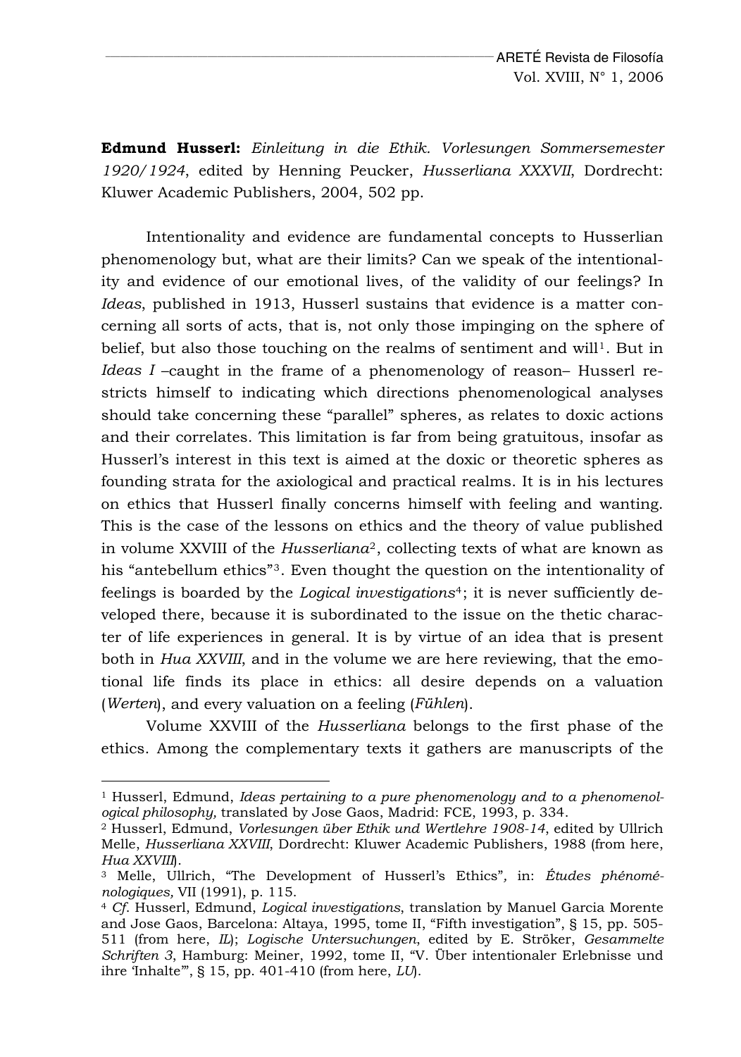**Edmund Husserl:** *Einleitung in die Ethik. Vorlesungen Sommersemester 1920/1924*, edited by Henning Peucker, *Husserliana XXXVII*, Dordrecht: Kluwer Academic Publishers, 2004, 502 pp.

Intentionality and evidence are fundamental concepts to Husserlian phenomenology but, what are their limits? Can we speak of the intentionality and evidence of our emotional lives, of the validity of our feelings? In *Ideas*, published in 1913, Husserl sustains that evidence is a matter concerning all sorts of acts, that is, not only those impinging on the sphere of belief, but also those touching on the realms of sentiment and will[1]. But in *Ideas I* –caught in the frame of a phenomenology of reason– Husserl restricts himself to indicating which directions phenomenological analyses should take concerning these "parallel" spheres, as relates to doxic actions and their correlates. This limitation is far from being gratuitous, insofar as Husserl's interest in this text is aimed at the doxic or theoretic spheres as founding strata for the axiological and practical realms. It is in his lectures on ethics that Husserl finally concerns himself with feeling and wanting. This is the case of the lessons on ethics and the theory of value published in volume XXVIII of the *Husserliana*[2], collecting texts of what are known as his "antebellum ethics"[3]. Even thought the question on the intentionality of feelings is boarded by the *Logical investigations*[4]; it is never sufficiently developed there, because it is subordinated to the issue on the thetic character of life experiences in general. It is by virtue of an idea that is present both in *Hua XXVIII*, and in the volume we are here reviewing, that the emotional life finds its place in ethics: all desire depends on a valuation (*Werten*), and every valuation on a feeling (*Fühlen*).

Volume XXVIII of the *Husserliana* belongs to the first phase of the ethics. Among the complementary texts it gathers are manuscripts of the

---

[1] Husserl, Edmund, *Ideas pertaining to a pure phenomenology and to a phenomenological philosophy,* translated by Jose Gaos, Madrid: FCE, 1993, p. 334.

[2] Husserl, Edmund, *Vorlesungen über Ethik und Wertlehre 1908-14*, edited by Ullrich Melle, *Husserliana XXVIII*, Dordrecht: Kluwer Academic Publishers, 1988 (from here, *Hua XXVIII*).

[3] Melle, Ullrich, "The Development of Husserl's Ethics"*,* in: *Études phénoménologiques,* VII (1991), p. 115.

[4] *Cf*. Husserl, Edmund, *Logical investigations*, translation by Manuel Garcia Morente and Jose Gaos, Barcelona: Altaya, 1995, tome II, "Fifth investigation", § 15, pp. 505-511 (from here, *IL*); *Logische Untersuchungen*, edited by E. Ströker, *Gesammelte Schriften 3*, Hamburg: Meiner, 1992, tome II, "V. Über intentionaler Erlebnisse und ihre 'Inhalte'", § 15, pp. 401-410 (from here, *LU*).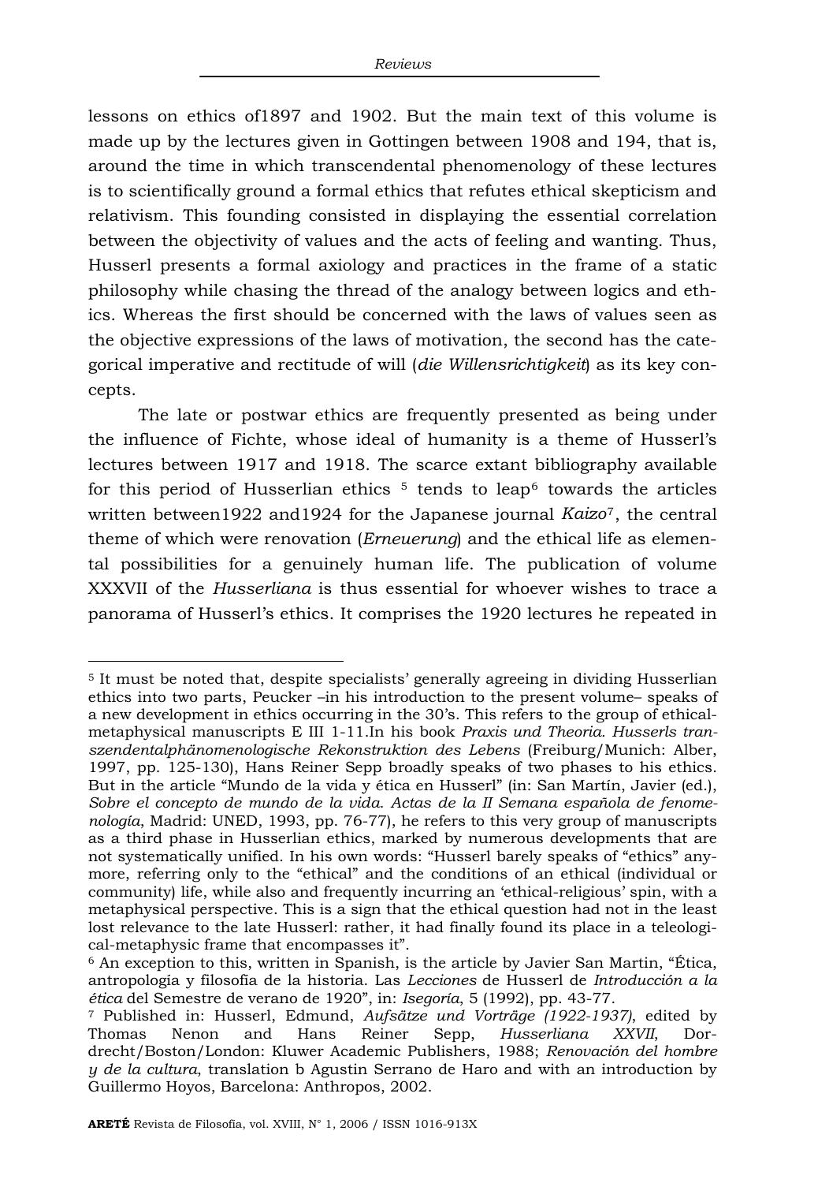lessons on ethics of1897 and 1902. But the main text of this volume is made up by the lectures given in Gottingen between 1908 and 194, that is, around the time in which transcendental phenomenology of these lectures is to scientifically ground a formal ethics that refutes ethical skepticism and relativism. This founding consisted in displaying the essential correlation between the objectivity of values and the acts of feeling and wanting. Thus, Husserl presents a formal axiology and practices in the frame of a static philosophy while chasing the thread of the analogy between logics and ethics. Whereas the first should be concerned with the laws of values seen as the objective expressions of the laws of motivation, the second has the categorical imperative and rectitude of will (*die Willensrichtigkeit*) as its key concepts.

The late or postwar ethics are frequently presented as being under the influence of Fichte, whose ideal of humanity is a theme of Husserl's lectures between 1917 and 1918. The scarce extant bibliography available for this period of Husserlian ethics [5] tends to leap[6] towards the articles written between1922 and1924 for the Japanese journal *Kaizo*[7], the central theme of which were renovation (*Erneuerung*) and the ethical life as elemental possibilities for a genuinely human life. The publication of volume XXXVII of the *Husserliana* is thus essential for whoever wishes to trace a panorama of Husserl's ethics. It comprises the 1920 lectures he repeated in

---

[5] It must be noted that, despite specialists' generally agreeing in dividing Husserlian ethics into two parts, Peucker –in his introduction to the present volume– speaks of a new development in ethics occurring in the 30's. This refers to the group of ethical-metaphysical manuscripts E III 1-11.In his book *Praxis und Theoria. Husserls transzendentalphänomenologische Rekonstruktion des Lebens* (Freiburg/Munich: Alber, 1997, pp. 125-130), Hans Reiner Sepp broadly speaks of two phases to his ethics. But in the article "Mundo de la vida y ética en Husserl" (in: San Martín, Javier (ed.), *Sobre el concepto de mundo de la vida. Actas de la II Semana española de fenomenología*, Madrid: UNED, 1993, pp. 76-77), he refers to this very group of manuscripts as a third phase in Husserlian ethics, marked by numerous developments that are not systematically unified. In his own words: "Husserl barely speaks of "ethics" anymore, referring only to the "ethical" and the conditions of an ethical (individual or community) life, while also and frequently incurring an 'ethical-religious' spin, with a metaphysical perspective. This is a sign that the ethical question had not in the least lost relevance to the late Husserl: rather, it had finally found its place in a teleological-metaphysic frame that encompasses it".

[6] An exception to this, written in Spanish, is the article by Javier San Martin, "Ética, antropología y filosofía de la historia. Las *Lecciones* de Husserl de *Introducción a la ética* del Semestre de verano de 1920", in: *Isegoría*, 5 (1992), pp. 43-77.

[7] Published in: Husserl, Edmund, *Aufsätze und Vorträge (1922-1937)*, edited by Thomas Nenon and Hans Reiner Sepp, *Husserliana XXVII*, Dordrecht/Boston/London: Kluwer Academic Publishers, 1988; *Renovación del hombre y de la cultura*, translation b Agustin Serrano de Haro and with an introduction by Guillermo Hoyos, Barcelona: Anthropos, 2002.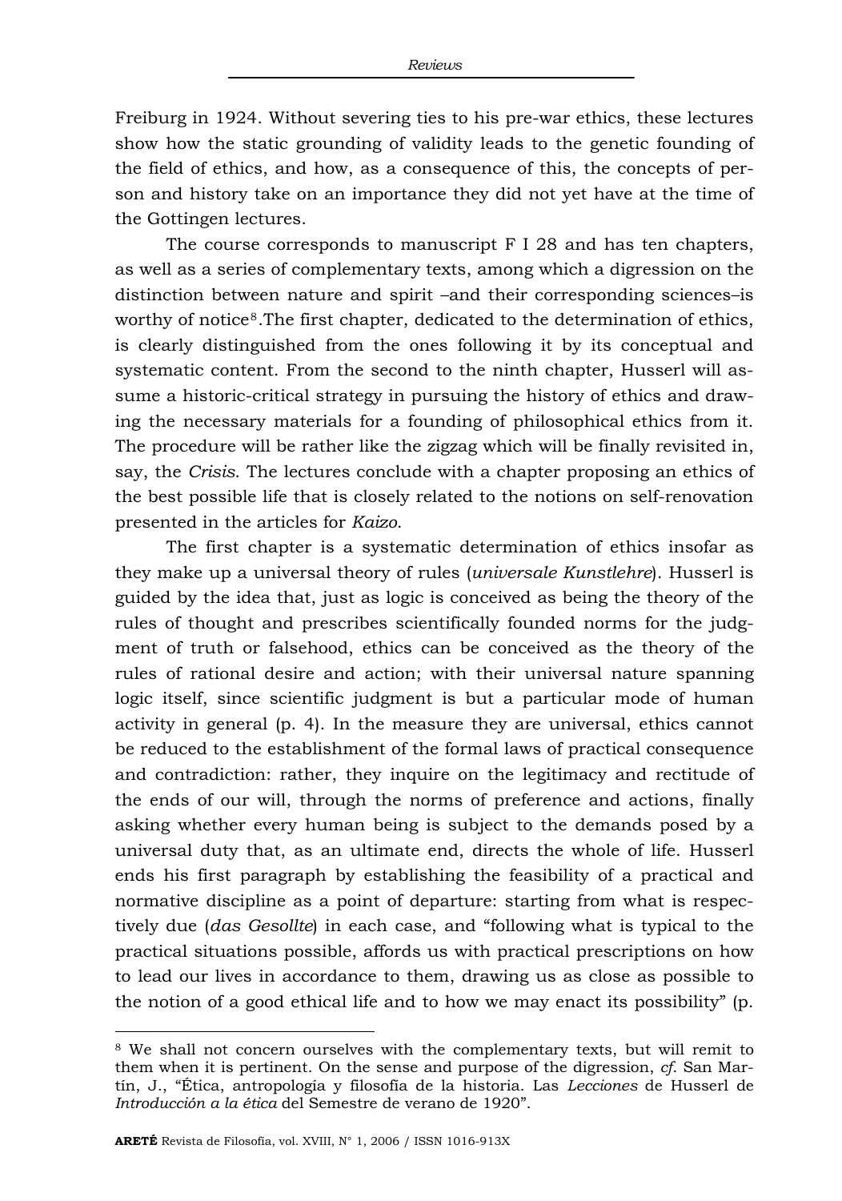Freiburg in 1924. Without severing ties to his pre-war ethics, these lectures show how the static grounding of validity leads to the genetic founding of the field of ethics, and how, as a consequence of this, the concepts of person and history take on an importance they did not yet have at the time of the Gottingen lectures.

The course corresponds to manuscript F I 28 and has ten chapters, as well as a series of complementary texts, among which a digression on the distinction between nature and spirit –and their corresponding sciences–is worthy of notice[8].The first chapter, dedicated to the determination of ethics, is clearly distinguished from the ones following it by its conceptual and systematic content. From the second to the ninth chapter, Husserl will assume a historic-critical strategy in pursuing the history of ethics and drawing the necessary materials for a founding of philosophical ethics from it. The procedure will be rather like the zigzag which will be finally revisited in, say, the *Crisis*. The lectures conclude with a chapter proposing an ethics of the best possible life that is closely related to the notions on self-renovation presented in the articles for *Kaizo*.

The first chapter is a systematic determination of ethics insofar as they make up a universal theory of rules (*universale Kunstlehre*). Husserl is guided by the idea that, just as logic is conceived as being the theory of the rules of thought and prescribes scientifically founded norms for the judgment of truth or falsehood, ethics can be conceived as the theory of the rules of rational desire and action; with their universal nature spanning logic itself, since scientific judgment is but a particular mode of human activity in general (p. 4). In the measure they are universal, ethics cannot be reduced to the establishment of the formal laws of practical consequence and contradiction: rather, they inquire on the legitimacy and rectitude of the ends of our will, through the norms of preference and actions, finally asking whether every human being is subject to the demands posed by a universal duty that, as an ultimate end, directs the whole of life. Husserl ends his first paragraph by establishing the feasibility of a practical and normative discipline as a point of departure: starting from what is respectively due (*das Gesollte*) in each case, and "following what is typical to the practical situations possible, affords us with practical prescriptions on how to lead our lives in accordance to them, drawing us as close as possible to the notion of a good ethical life and to how we may enact its possibility" (p.

---

[8] We shall not concern ourselves with the complementary texts, but will remit to them when it is pertinent. On the sense and purpose of the digression, *cf*. San Martín, J., "Ética, antropología y filosofía de la historia. Las *Lecciones* de Husserl de *Introducción a la ética* del Semestre de verano de 1920".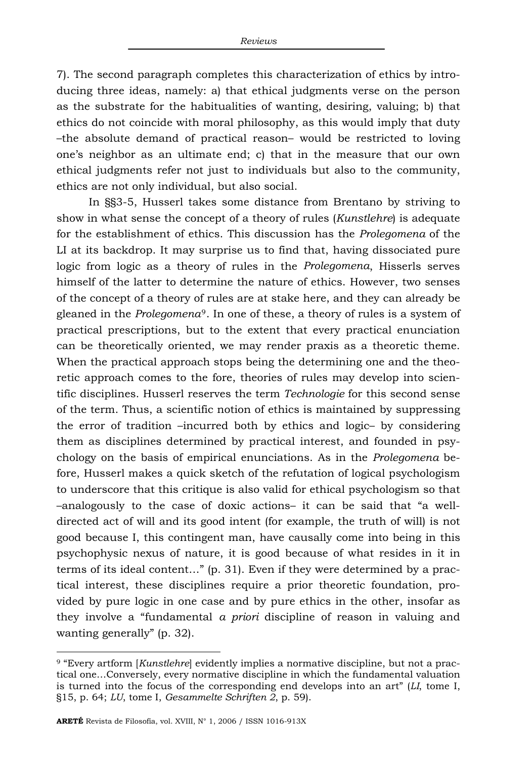7). The second paragraph completes this characterization of ethics by introducing three ideas, namely: a) that ethical judgments verse on the person as the substrate for the habitualities of wanting, desiring, valuing; b) that ethics do not coincide with moral philosophy, as this would imply that duty –the absolute demand of practical reason– would be restricted to loving one's neighbor as an ultimate end; c) that in the measure that our own ethical judgments refer not just to individuals but also to the community, ethics are not only individual, but also social.

In §§3-5, Husserl takes some distance from Brentano by striving to show in what sense the concept of a theory of rules (*Kunstlehre*) is adequate for the establishment of ethics. This discussion has the *Prolegomena* of the LI at its backdrop. It may surprise us to find that, having dissociated pure logic from logic as a theory of rules in the *Prolegomena*, Hisserls serves himself of the latter to determine the nature of ethics. However, two senses of the concept of a theory of rules are at stake here, and they can already be gleaned in the *Prolegomena*[9]. In one of these, a theory of rules is a system of practical prescriptions, but to the extent that every practical enunciation can be theoretically oriented, we may render praxis as a theoretic theme. When the practical approach stops being the determining one and the theoretic approach comes to the fore, theories of rules may develop into scientific disciplines. Husserl reserves the term *Technologie* for this second sense of the term. Thus, a scientific notion of ethics is maintained by suppressing the error of tradition –incurred both by ethics and logic– by considering them as disciplines determined by practical interest, and founded in psychology on the basis of empirical enunciations. As in the *Prolegomena* before, Husserl makes a quick sketch of the refutation of logical psychologism to underscore that this critique is also valid for ethical psychologism so that –analogously to the case of doxic actions– it can be said that "a well-directed act of will and its good intent (for example, the truth of will) is not good because I, this contingent man, have causally come into being in this psychophysic nexus of nature, it is good because of what resides in it in terms of its ideal content…" (p. 31). Even if they were determined by a practical interest, these disciplines require a prior theoretic foundation, provided by pure logic in one case and by pure ethics in the other, insofar as they involve a "fundamental *a priori* discipline of reason in valuing and wanting generally" (p. 32).

---

[9] "Every artform [*Kunstlehre*] evidently implies a normative discipline, but not a practical one…Conversely, every normative discipline in which the fundamental valuation is turned into the focus of the corresponding end develops into an art" (*LI*, tome I, §15, p. 64; *LU*, tome I, *Gesammelte Schriften 2*, p. 59).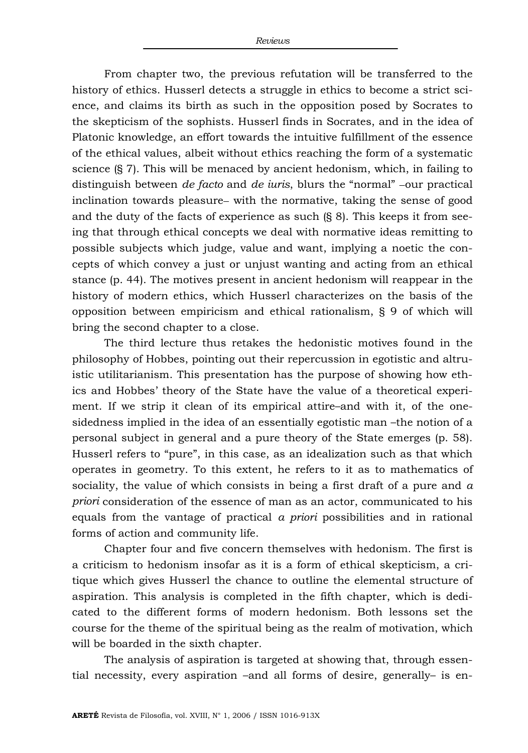From chapter two, the previous refutation will be transferred to the history of ethics. Husserl detects a struggle in ethics to become a strict science, and claims its birth as such in the opposition posed by Socrates to the skepticism of the sophists. Husserl finds in Socrates, and in the idea of Platonic knowledge, an effort towards the intuitive fulfillment of the essence of the ethical values, albeit without ethics reaching the form of a systematic science (§ 7). This will be menaced by ancient hedonism, which, in failing to distinguish between *de facto* and *de iuris*, blurs the "normal" –our practical inclination towards pleasure– with the normative, taking the sense of good and the duty of the facts of experience as such (§ 8). This keeps it from seeing that through ethical concepts we deal with normative ideas remitting to possible subjects which judge, value and want, implying a noetic the concepts of which convey a just or unjust wanting and acting from an ethical stance (p. 44). The motives present in ancient hedonism will reappear in the history of modern ethics, which Husserl characterizes on the basis of the opposition between empiricism and ethical rationalism, § 9 of which will bring the second chapter to a close.

The third lecture thus retakes the hedonistic motives found in the philosophy of Hobbes, pointing out their repercussion in egotistic and altruistic utilitarianism. This presentation has the purpose of showing how ethics and Hobbes' theory of the State have the value of a theoretical experiment. If we strip it clean of its empirical attire–and with it, of the one-sidedness implied in the idea of an essentially egotistic man –the notion of a personal subject in general and a pure theory of the State emerges (p. 58). Husserl refers to "pure", in this case, as an idealization such as that which operates in geometry. To this extent, he refers to it as to mathematics of sociality, the value of which consists in being a first draft of a pure and *a priori* consideration of the essence of man as an actor, communicated to his equals from the vantage of practical *a priori* possibilities and in rational forms of action and community life.

Chapter four and five concern themselves with hedonism. The first is a criticism to hedonism insofar as it is a form of ethical skepticism, a critique which gives Husserl the chance to outline the elemental structure of aspiration. This analysis is completed in the fifth chapter, which is dedicated to the different forms of modern hedonism. Both lessons set the course for the theme of the spiritual being as the realm of motivation, which will be boarded in the sixth chapter.

The analysis of aspiration is targeted at showing that, through essential necessity, every aspiration –and all forms of desire, generally– is en-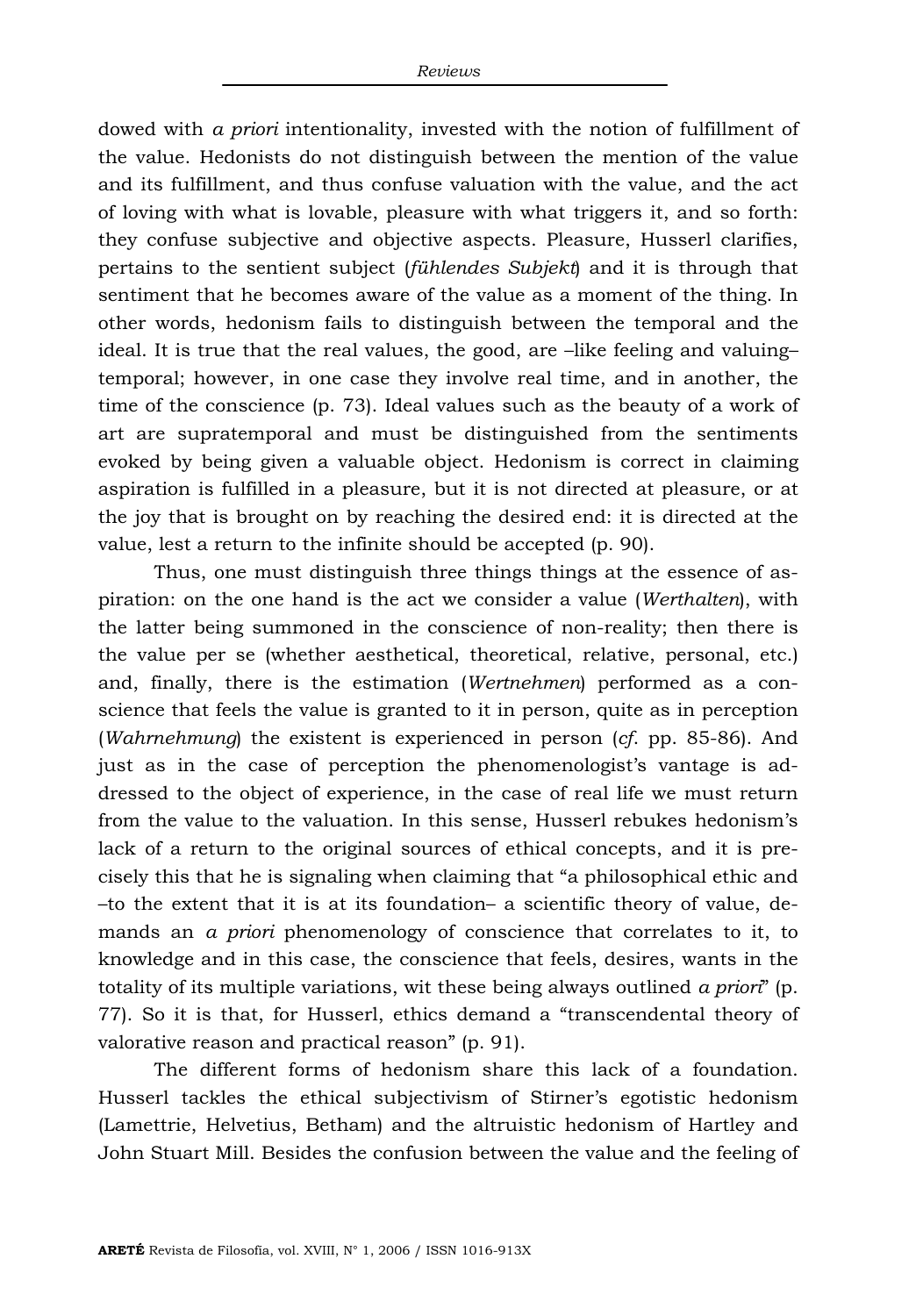dowed with *a priori* intentionality, invested with the notion of fulfillment of the value. Hedonists do not distinguish between the mention of the value and its fulfillment, and thus confuse valuation with the value, and the act of loving with what is lovable, pleasure with what triggers it, and so forth: they confuse subjective and objective aspects. Pleasure, Husserl clarifies, pertains to the sentient subject (*fühlendes Subjekt*) and it is through that sentiment that he becomes aware of the value as a moment of the thing. In other words, hedonism fails to distinguish between the temporal and the ideal. It is true that the real values, the good, are –like feeling and valuing– temporal; however, in one case they involve real time, and in another, the time of the conscience (p. 73). Ideal values such as the beauty of a work of art are supratemporal and must be distinguished from the sentiments evoked by being given a valuable object. Hedonism is correct in claiming aspiration is fulfilled in a pleasure, but it is not directed at pleasure, or at the joy that is brought on by reaching the desired end: it is directed at the value, lest a return to the infinite should be accepted (p. 90).

Thus, one must distinguish three things things at the essence of aspiration: on the one hand is the act we consider a value (*Werthalten*), with the latter being summoned in the conscience of non-reality; then there is the value per se (whether aesthetical, theoretical, relative, personal, etc.) and, finally, there is the estimation (*Wertnehmen*) performed as a conscience that feels the value is granted to it in person, quite as in perception (*Wahrnehmung*) the existent is experienced in person (*cf*. pp. 85-86). And just as in the case of perception the phenomenologist's vantage is addressed to the object of experience, in the case of real life we must return from the value to the valuation. In this sense, Husserl rebukes hedonism's lack of a return to the original sources of ethical concepts, and it is precisely this that he is signaling when claiming that "a philosophical ethic and –to the extent that it is at its foundation– a scientific theory of value, demands an *a priori* phenomenology of conscience that correlates to it, to knowledge and in this case, the conscience that feels, desires, wants in the totality of its multiple variations, wit these being always outlined *a priori*" (p. 77). So it is that, for Husserl, ethics demand a "transcendental theory of valorative reason and practical reason" (p. 91).

The different forms of hedonism share this lack of a foundation. Husserl tackles the ethical subjectivism of Stirner's egotistic hedonism (Lamettrie, Helvetius, Betham) and the altruistic hedonism of Hartley and John Stuart Mill. Besides the confusion between the value and the feeling of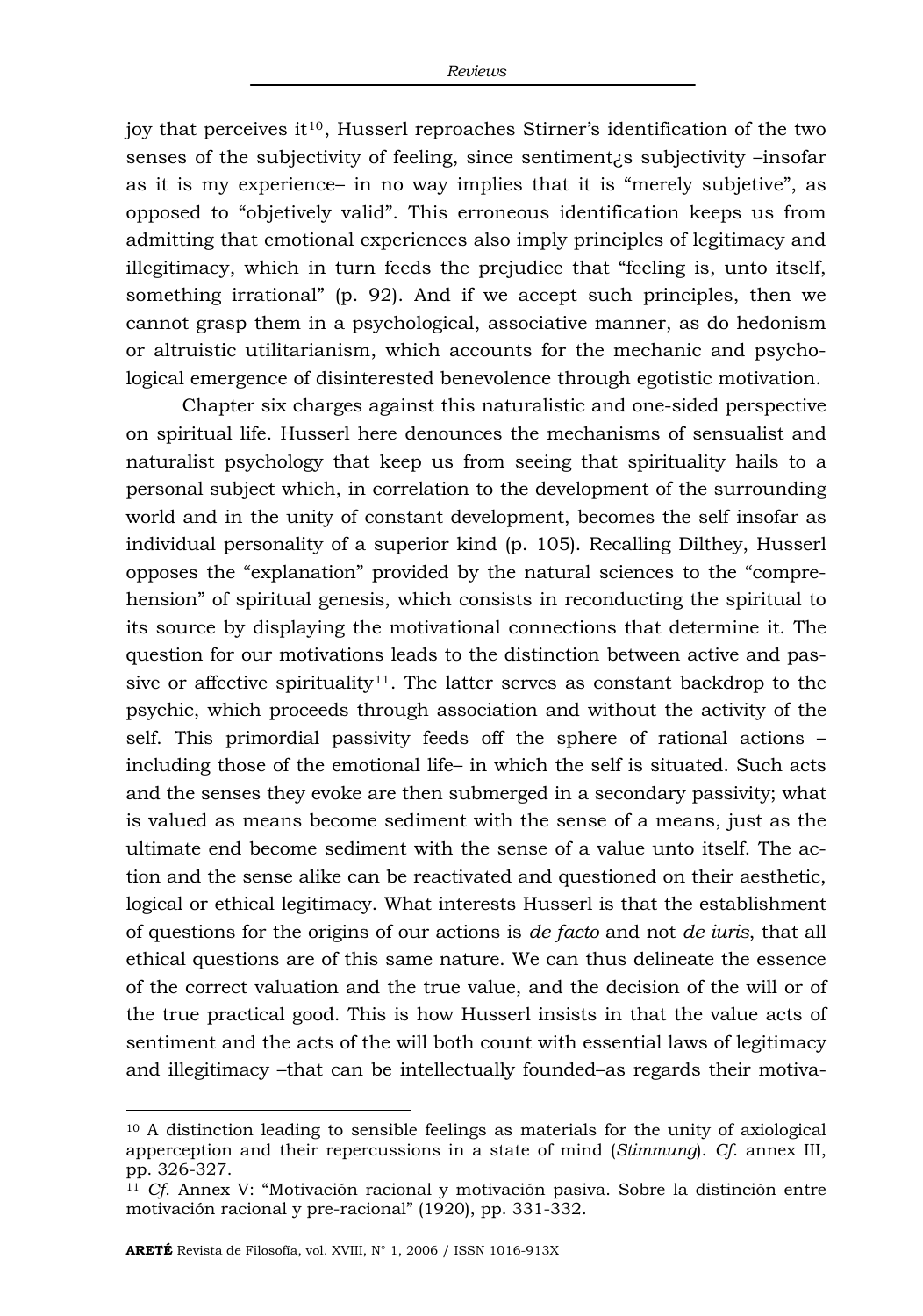joy that perceives it[10], Husserl reproaches Stirner's identification of the two senses of the subjectivity of feeling, since sentiment¿s subjectivity –insofar as it is my experience– in no way implies that it is "merely subjetive", as opposed to "objetively valid". This erroneous identification keeps us from admitting that emotional experiences also imply principles of legitimacy and illegitimacy, which in turn feeds the prejudice that "feeling is, unto itself, something irrational" (p. 92). And if we accept such principles, then we cannot grasp them in a psychological, associative manner, as do hedonism or altruistic utilitarianism, which accounts for the mechanic and psychological emergence of disinterested benevolence through egotistic motivation.

Chapter six charges against this naturalistic and one-sided perspective on spiritual life. Husserl here denounces the mechanisms of sensualist and naturalist psychology that keep us from seeing that spirituality hails to a personal subject which, in correlation to the development of the surrounding world and in the unity of constant development, becomes the self insofar as individual personality of a superior kind (p. 105). Recalling Dilthey, Husserl opposes the "explanation" provided by the natural sciences to the "comprehension" of spiritual genesis, which consists in reconducting the spiritual to its source by displaying the motivational connections that determine it. The question for our motivations leads to the distinction between active and passive or affective spirituality[11]. The latter serves as constant backdrop to the psychic, which proceeds through association and without the activity of the self. This primordial passivity feeds off the sphere of rational actions –including those of the emotional life– in which the self is situated. Such acts and the senses they evoke are then submerged in a secondary passivity; what is valued as means become sediment with the sense of a means, just as the ultimate end become sediment with the sense of a value unto itself. The action and the sense alike can be reactivated and questioned on their aesthetic, logical or ethical legitimacy. What interests Husserl is that the establishment of questions for the origins of our actions is *de facto* and not *de iuris*, that all ethical questions are of this same nature. We can thus delineate the essence of the correct valuation and the true value, and the decision of the will or of the true practical good. This is how Husserl insists in that the value acts of sentiment and the acts of the will both count with essential laws of legitimacy and illegitimacy –that can be intellectually founded–as regards their motiva-

---

[10] A distinction leading to sensible feelings as materials for the unity of axiological apperception and their repercussions in a state of mind (*Stimmung*). *Cf*. annex III, pp. 326-327.

[11] *Cf*. Annex V: "Motivación racional y motivación pasiva. Sobre la distinción entre motivación racional y pre-racional" (1920), pp. 331-332.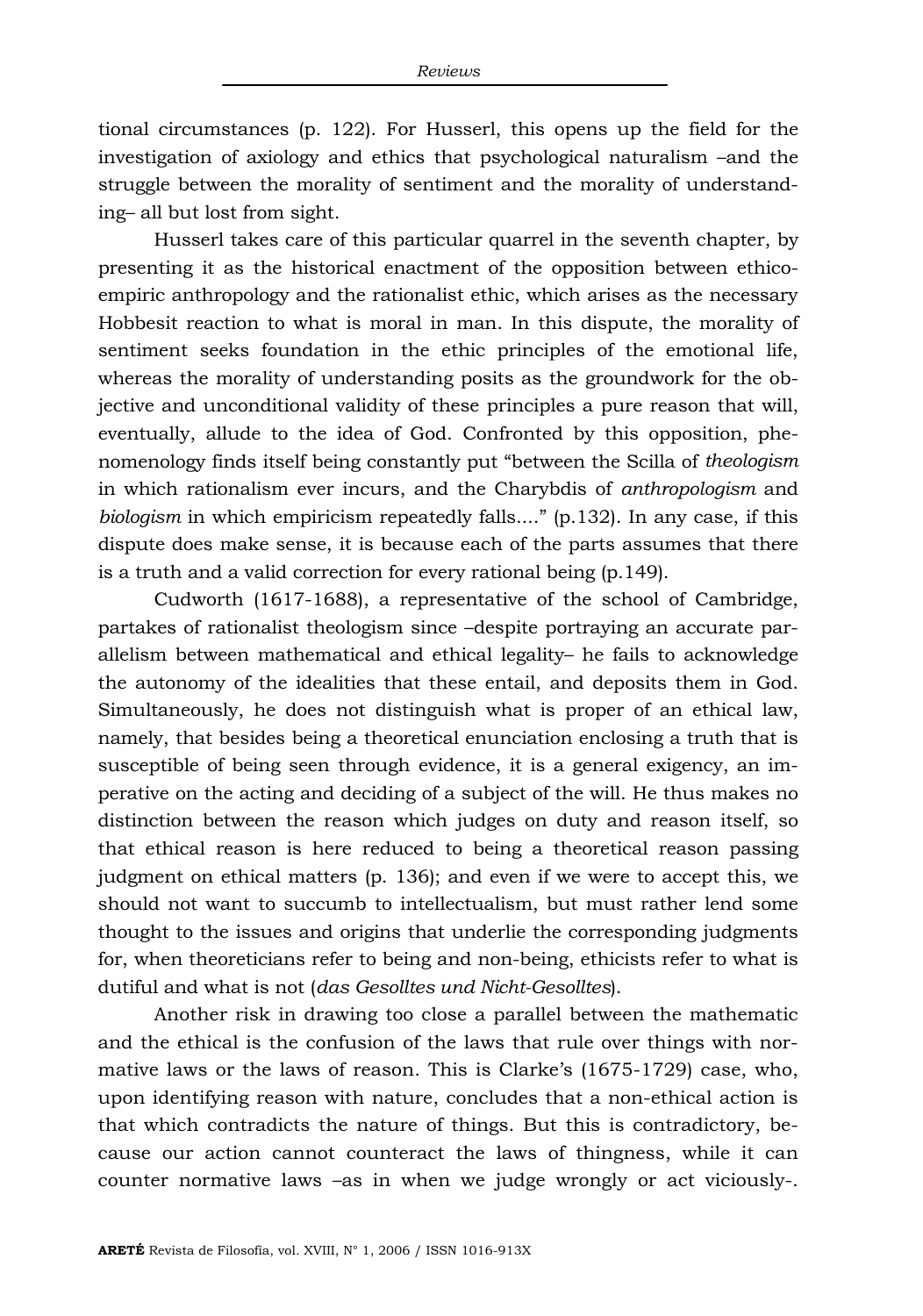tional circumstances (p. 122). For Husserl, this opens up the field for the investigation of axiology and ethics that psychological naturalism –and the struggle between the morality of sentiment and the morality of understanding– all but lost from sight.

Husserl takes care of this particular quarrel in the seventh chapter, by presenting it as the historical enactment of the opposition between ethico-empiric anthropology and the rationalist ethic, which arises as the necessary Hobbesit reaction to what is moral in man. In this dispute, the morality of sentiment seeks foundation in the ethic principles of the emotional life, whereas the morality of understanding posits as the groundwork for the objective and unconditional validity of these principles a pure reason that will, eventually, allude to the idea of God. Confronted by this opposition, phenomenology finds itself being constantly put "between the Scilla of *theologism* in which rationalism ever incurs, and the Charybdis of *anthropologism* and *biologism* in which empiricism repeatedly falls...." (p.132). In any case, if this dispute does make sense, it is because each of the parts assumes that there is a truth and a valid correction for every rational being (p.149).

Cudworth (1617-1688), a representative of the school of Cambridge, partakes of rationalist theologism since –despite portraying an accurate parallelism between mathematical and ethical legality– he fails to acknowledge the autonomy of the idealities that these entail, and deposits them in God. Simultaneously, he does not distinguish what is proper of an ethical law, namely, that besides being a theoretical enunciation enclosing a truth that is susceptible of being seen through evidence, it is a general exigency, an imperative on the acting and deciding of a subject of the will. He thus makes no distinction between the reason which judges on duty and reason itself, so that ethical reason is here reduced to being a theoretical reason passing judgment on ethical matters (p. 136); and even if we were to accept this, we should not want to succumb to intellectualism, but must rather lend some thought to the issues and origins that underlie the corresponding judgments for, when theoreticians refer to being and non-being, ethicists refer to what is dutiful and what is not (*das Gesolltes und Nicht-Gesolltes*).

Another risk in drawing too close a parallel between the mathematic and the ethical is the confusion of the laws that rule over things with normative laws or the laws of reason. This is Clarke's (1675-1729) case, who, upon identifying reason with nature, concludes that a non-ethical action is that which contradicts the nature of things. But this is contradictory, because our action cannot counteract the laws of thingness, while it can counter normative laws –as in when we judge wrongly or act viciously-.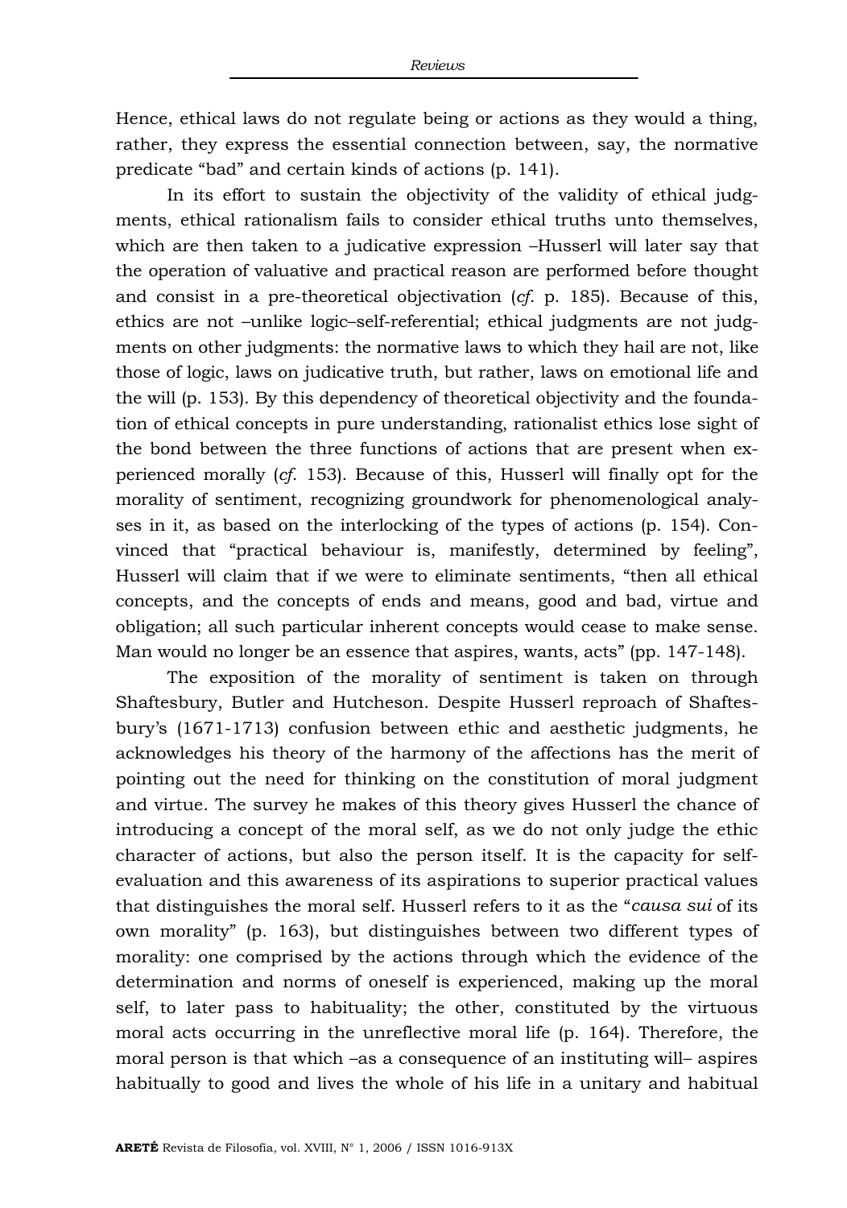Hence, ethical laws do not regulate being or actions as they would a thing, rather, they express the essential connection between, say, the normative predicate "bad" and certain kinds of actions (p. 141).

In its effort to sustain the objectivity of the validity of ethical judgments, ethical rationalism fails to consider ethical truths unto themselves, which are then taken to a judicative expression –Husserl will later say that the operation of valuative and practical reason are performed before thought and consist in a pre-theoretical objectivation (*cf*. p. 185). Because of this, ethics are not –unlike logic–self-referential; ethical judgments are not judgments on other judgments: the normative laws to which they hail are not, like those of logic, laws on judicative truth, but rather, laws on emotional life and the will (p. 153). By this dependency of theoretical objectivity and the foundation of ethical concepts in pure understanding, rationalist ethics lose sight of the bond between the three functions of actions that are present when experienced morally (*cf*. 153). Because of this, Husserl will finally opt for the morality of sentiment, recognizing groundwork for phenomenological analyses in it, as based on the interlocking of the types of actions (p. 154). Convinced that "practical behaviour is, manifestly, determined by feeling", Husserl will claim that if we were to eliminate sentiments, "then all ethical concepts, and the concepts of ends and means, good and bad, virtue and obligation; all such particular inherent concepts would cease to make sense. Man would no longer be an essence that aspires, wants, acts" (pp. 147-148).

The exposition of the morality of sentiment is taken on through Shaftesbury, Butler and Hutcheson. Despite Husserl reproach of Shaftesbury's (1671-1713) confusion between ethic and aesthetic judgments, he acknowledges his theory of the harmony of the affections has the merit of pointing out the need for thinking on the constitution of moral judgment and virtue. The survey he makes of this theory gives Husserl the chance of introducing a concept of the moral self, as we do not only judge the ethic character of actions, but also the person itself. It is the capacity for self-evaluation and this awareness of its aspirations to superior practical values that distinguishes the moral self. Husserl refers to it as the "*causa sui* of its own morality" (p. 163), but distinguishes between two different types of morality: one comprised by the actions through which the evidence of the determination and norms of oneself is experienced, making up the moral self, to later pass to habituality; the other, constituted by the virtuous moral acts occurring in the unreflective moral life (p. 164). Therefore, the moral person is that which –as a consequence of an instituting will– aspires habitually to good and lives the whole of his life in a unitary and habitual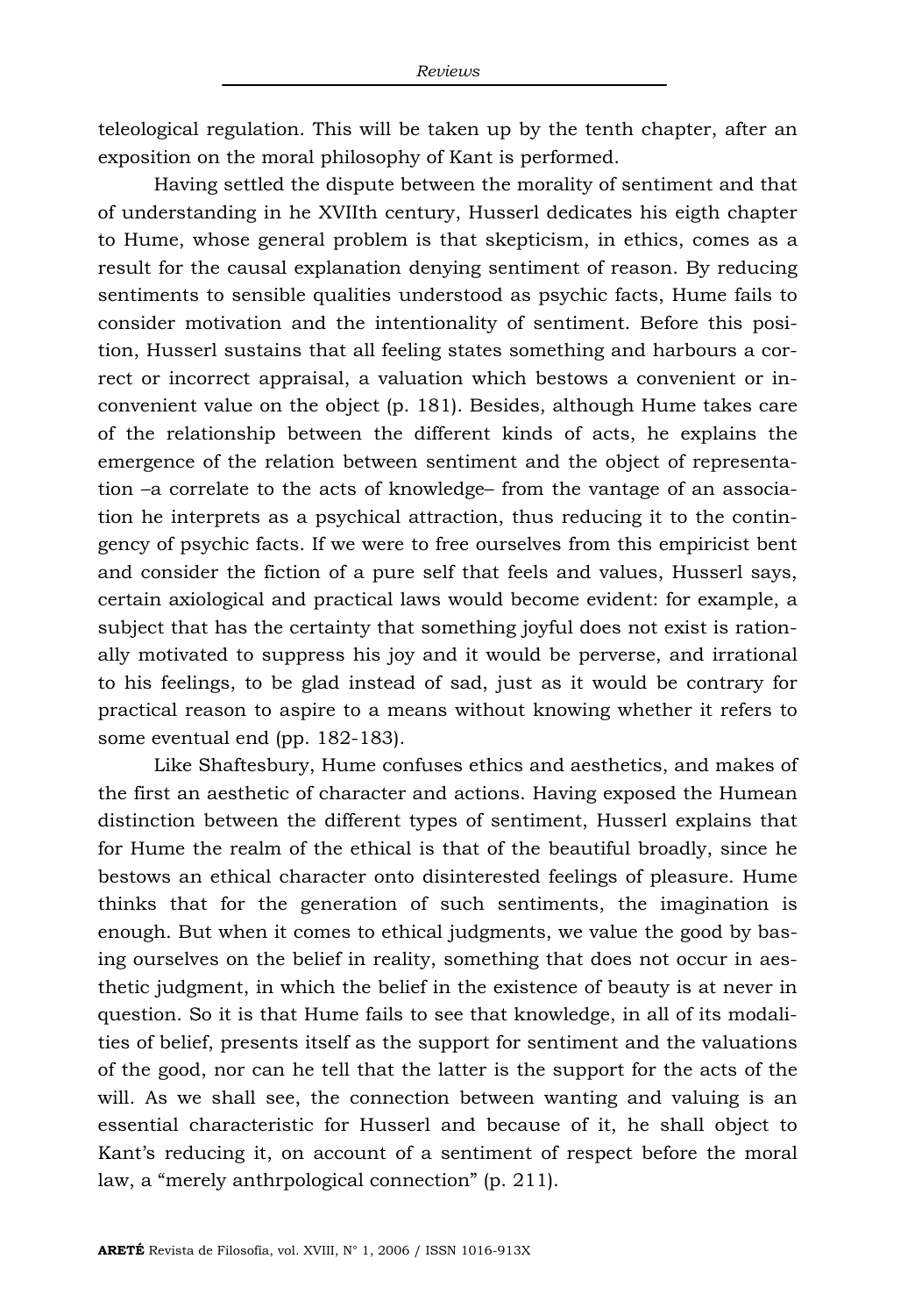teleological regulation. This will be taken up by the tenth chapter, after an exposition on the moral philosophy of Kant is performed.

Having settled the dispute between the morality of sentiment and that of understanding in he XVIIth century, Husserl dedicates his eigth chapter to Hume, whose general problem is that skepticism, in ethics, comes as a result for the causal explanation denying sentiment of reason. By reducing sentiments to sensible qualities understood as psychic facts, Hume fails to consider motivation and the intentionality of sentiment. Before this position, Husserl sustains that all feeling states something and harbours a correct or incorrect appraisal, a valuation which bestows a convenient or inconvenient value on the object (p. 181). Besides, although Hume takes care of the relationship between the different kinds of acts, he explains the emergence of the relation between sentiment and the object of representation –a correlate to the acts of knowledge– from the vantage of an association he interprets as a psychical attraction, thus reducing it to the contingency of psychic facts. If we were to free ourselves from this empiricist bent and consider the fiction of a pure self that feels and values, Husserl says, certain axiological and practical laws would become evident: for example, a subject that has the certainty that something joyful does not exist is rationally motivated to suppress his joy and it would be perverse, and irrational to his feelings, to be glad instead of sad, just as it would be contrary for practical reason to aspire to a means without knowing whether it refers to some eventual end (pp. 182-183).

Like Shaftesbury, Hume confuses ethics and aesthetics, and makes of the first an aesthetic of character and actions. Having exposed the Humean distinction between the different types of sentiment, Husserl explains that for Hume the realm of the ethical is that of the beautiful broadly, since he bestows an ethical character onto disinterested feelings of pleasure. Hume thinks that for the generation of such sentiments, the imagination is enough. But when it comes to ethical judgments, we value the good by basing ourselves on the belief in reality, something that does not occur in aesthetic judgment, in which the belief in the existence of beauty is at never in question. So it is that Hume fails to see that knowledge, in all of its modalities of belief, presents itself as the support for sentiment and the valuations of the good, nor can he tell that the latter is the support for the acts of the will. As we shall see, the connection between wanting and valuing is an essential characteristic for Husserl and because of it, he shall object to Kant's reducing it, on account of a sentiment of respect before the moral law, a "merely anthrpological connection" (p. 211).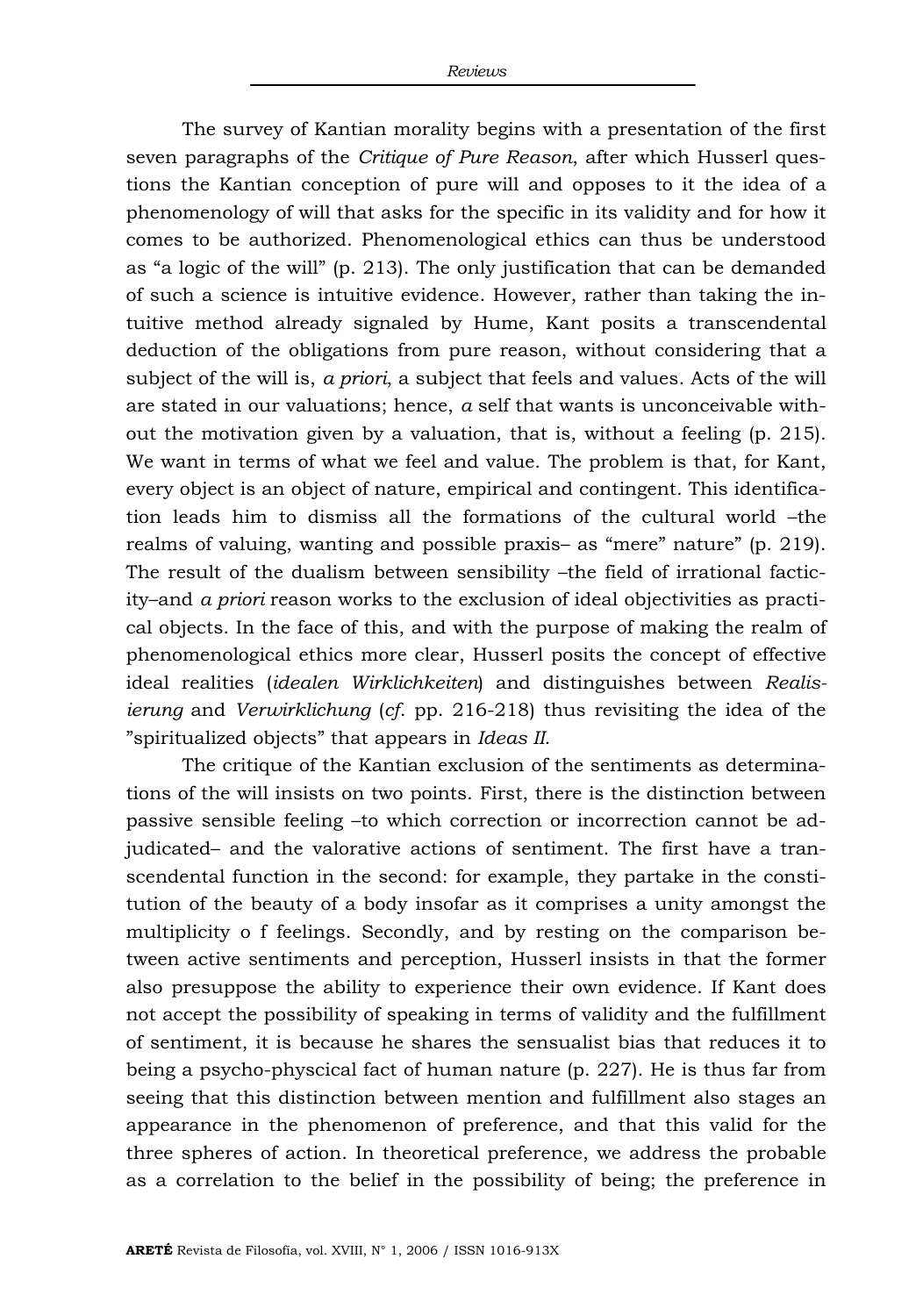The survey of Kantian morality begins with a presentation of the first seven paragraphs of the *Critique of Pure Reason*, after which Husserl questions the Kantian conception of pure will and opposes to it the idea of a phenomenology of will that asks for the specific in its validity and for how it comes to be authorized. Phenomenological ethics can thus be understood as "a logic of the will" (p. 213). The only justification that can be demanded of such a science is intuitive evidence. However, rather than taking the intuitive method already signaled by Hume, Kant posits a transcendental deduction of the obligations from pure reason, without considering that a subject of the will is, *a priori*, a subject that feels and values. Acts of the will are stated in our valuations; hence, *a* self that wants is unconceivable without the motivation given by a valuation, that is, without a feeling (p. 215). We want in terms of what we feel and value. The problem is that, for Kant, every object is an object of nature, empirical and contingent. This identification leads him to dismiss all the formations of the cultural world –the realms of valuing, wanting and possible praxis– as "mere" nature" (p. 219). The result of the dualism between sensibility –the field of irrational facticity–and *a priori* reason works to the exclusion of ideal objectivities as practical objects. In the face of this, and with the purpose of making the realm of phenomenological ethics more clear, Husserl posits the concept of effective ideal realities (*idealen Wirklichkeiten*) and distinguishes between *Realisierung* and *Verwirklichung* (*cf*. pp. 216-218) thus revisiting the idea of the "spiritualized objects" that appears in *Ideas II*.

The critique of the Kantian exclusion of the sentiments as determinations of the will insists on two points. First, there is the distinction between passive sensible feeling –to which correction or incorrection cannot be adjudicated– and the valorative actions of sentiment. The first have a transcendental function in the second: for example, they partake in the constitution of the beauty of a body insofar as it comprises a unity amongst the multiplicity o f feelings. Secondly, and by resting on the comparison between active sentiments and perception, Husserl insists in that the former also presuppose the ability to experience their own evidence. If Kant does not accept the possibility of speaking in terms of validity and the fulfillment of sentiment, it is because he shares the sensualist bias that reduces it to being a psycho-physcical fact of human nature (p. 227). He is thus far from seeing that this distinction between mention and fulfillment also stages an appearance in the phenomenon of preference, and that this valid for the three spheres of action. In theoretical preference, we address the probable as a correlation to the belief in the possibility of being; the preference in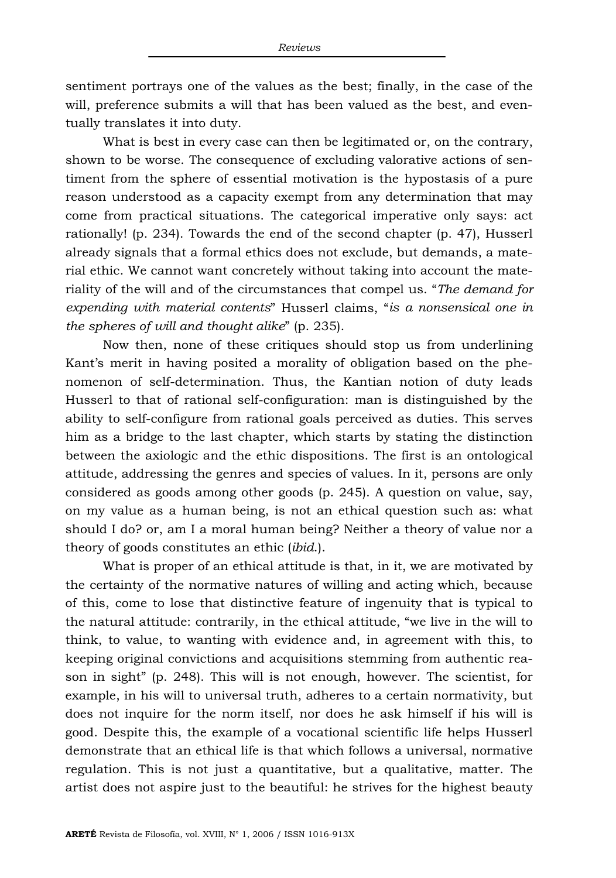sentiment portrays one of the values as the best; finally, in the case of the will, preference submits a will that has been valued as the best, and eventually translates it into duty.

What is best in every case can then be legitimated or, on the contrary, shown to be worse. The consequence of excluding valorative actions of sentiment from the sphere of essential motivation is the hypostasis of a pure reason understood as a capacity exempt from any determination that may come from practical situations. The categorical imperative only says: act rationally! (p. 234). Towards the end of the second chapter (p. 47), Husserl already signals that a formal ethics does not exclude, but demands, a material ethic. We cannot want concretely without taking into account the materiality of the will and of the circumstances that compel us. "*The demand for expending with material contents*" Husserl claims, "*is a nonsensical one in the spheres of will and thought alike*" (p. 235).

Now then, none of these critiques should stop us from underlining Kant's merit in having posited a morality of obligation based on the phenomenon of self-determination. Thus, the Kantian notion of duty leads Husserl to that of rational self-configuration: man is distinguished by the ability to self-configure from rational goals perceived as duties. This serves him as a bridge to the last chapter, which starts by stating the distinction between the axiologic and the ethic dispositions. The first is an ontological attitude, addressing the genres and species of values. In it, persons are only considered as goods among other goods (p. 245). A question on value, say, on my value as a human being, is not an ethical question such as: what should I do? or, am I a moral human being? Neither a theory of value nor a theory of goods constitutes an ethic (*ibid*.).

What is proper of an ethical attitude is that, in it, we are motivated by the certainty of the normative natures of willing and acting which, because of this, come to lose that distinctive feature of ingenuity that is typical to the natural attitude: contrarily, in the ethical attitude, "we live in the will to think, to value, to wanting with evidence and, in agreement with this, to keeping original convictions and acquisitions stemming from authentic reason in sight" (p. 248). This will is not enough, however. The scientist, for example, in his will to universal truth, adheres to a certain normativity, but does not inquire for the norm itself, nor does he ask himself if his will is good. Despite this, the example of a vocational scientific life helps Husserl demonstrate that an ethical life is that which follows a universal, normative regulation. This is not just a quantitative, but a qualitative, matter. The artist does not aspire just to the beautiful: he strives for the highest beauty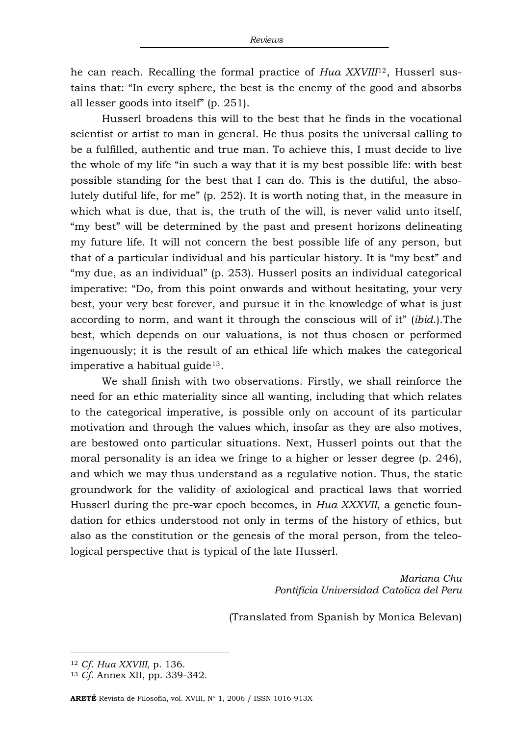he can reach. Recalling the formal practice of *Hua XXVIII*[12], Husserl sustains that: "In every sphere, the best is the enemy of the good and absorbs all lesser goods into itself" (p. 251).

Husserl broadens this will to the best that he finds in the vocational scientist or artist to man in general. He thus posits the universal calling to be a fulfilled, authentic and true man. To achieve this, I must decide to live the whole of my life "in such a way that it is my best possible life: with best possible standing for the best that I can do. This is the dutiful, the absolutely dutiful life, for me" (p. 252). It is worth noting that, in the measure in which what is due, that is, the truth of the will, is never valid unto itself, "my best" will be determined by the past and present horizons delineating my future life. It will not concern the best possible life of any person, but that of a particular individual and his particular history. It is "my best" and "my due, as an individual" (p. 253). Husserl posits an individual categorical imperative: "Do, from this point onwards and without hesitating, your very best, your very best forever, and pursue it in the knowledge of what is just according to norm, and want it through the conscious will of it" (*ibid.*).The best, which depends on our valuations, is not thus chosen or performed ingenuously; it is the result of an ethical life which makes the categorical imperative a habitual guide[13].

We shall finish with two observations. Firstly, we shall reinforce the need for an ethic materiality since all wanting, including that which relates to the categorical imperative, is possible only on account of its particular motivation and through the values which, insofar as they are also motives, are bestowed onto particular situations. Next, Husserl points out that the moral personality is an idea we fringe to a higher or lesser degree (p. 246), and which we may thus understand as a regulative notion. Thus, the static groundwork for the validity of axiological and practical laws that worried Husserl during the pre-war epoch becomes, in *Hua XXXVII*, a genetic foundation for ethics understood not only in terms of the history of ethics, but also as the constitution or the genesis of the moral person, from the teleological perspective that is typical of the late Husserl.

*Mariana Chu*
*Pontificia Universidad Catolica del Peru*

(Translated from Spanish by Monica Belevan)

---

[12] *Cf. Hua XXVIII*, p. 136.

[13] *Cf.* Annex XII, pp. 339-342.